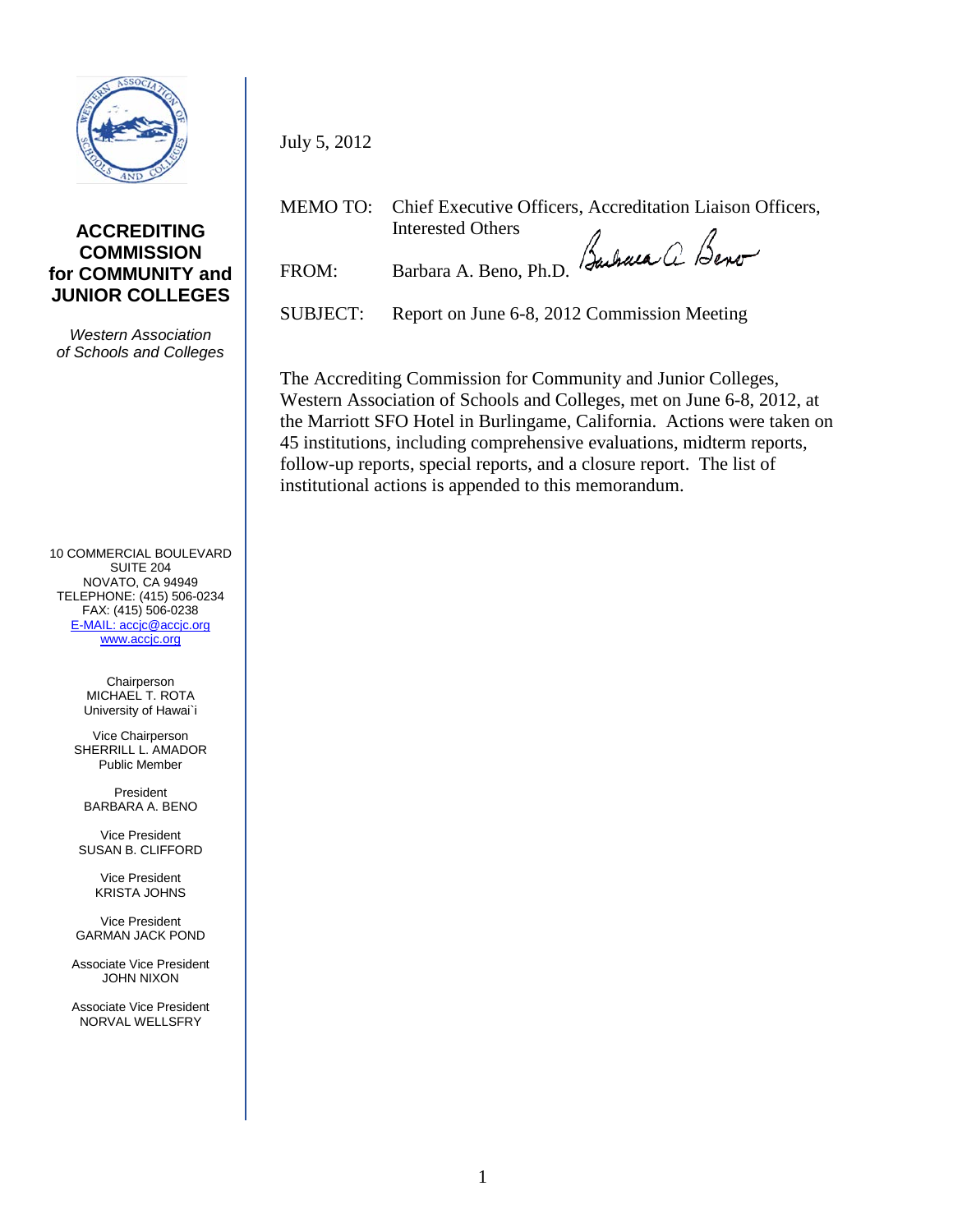**ACCREDITING COMMISSION for COMMUNITY and JUNIOR COLLEGES**

*Western Association of Schools and Colleges*

10 COMMERCIAL BOULEVARD
SUITE 204
NOVATO, CA 94949
TELEPHONE: (415) 506-0234
FAX: (415) 506-0238
E-MAIL: accjc@accjc.org
www.accjc.org

Chairperson
MICHAEL T. ROTA
University of Hawai`i

Vice Chairperson
SHERRILL L. AMADOR
Public Member

President
BARBARA A. BENO

Vice President
SUSAN B. CLIFFORD

Vice President
KRISTA JOHNS

Vice President
GARMAN JACK POND

Associate Vice President
JOHN NIXON

Associate Vice President
NORVAL WELLSFRY

July 5, 2012

MEMO TO: Chief Executive Officers, Accreditation Liaison Officers, Interested Others

FROM: Barbara A. Beno, Ph.D.

SUBJECT: Report on June 6-8, 2012 Commission Meeting

The Accrediting Commission for Community and Junior Colleges, Western Association of Schools and Colleges, met on June 6-8, 2012, at the Marriott SFO Hotel in Burlingame, California. Actions were taken on 45 institutions, including comprehensive evaluations, midterm reports, follow-up reports, special reports, and a closure report. The list of institutional actions is appended to this memorandum.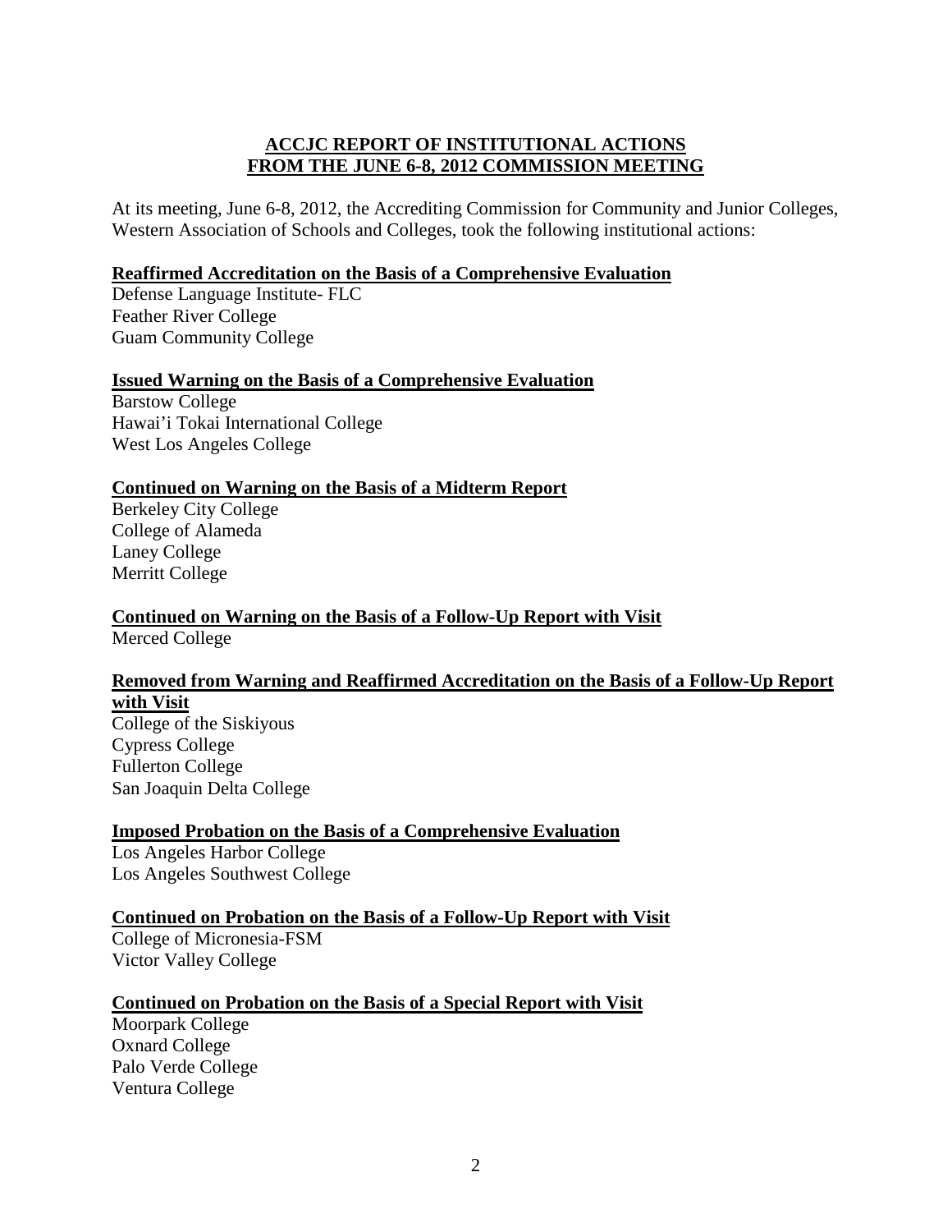# ACCJC REPORT OF INSTITUTIONAL ACTIONS FROM THE JUNE 6-8, 2012 COMMISSION MEETING

At its meeting, June 6-8, 2012, the Accrediting Commission for Community and Junior Colleges, Western Association of Schools and Colleges, took the following institutional actions:

## Reaffirmed Accreditation on the Basis of a Comprehensive Evaluation

Defense Language Institute- FLC
Feather River College
Guam Community College

## Issued Warning on the Basis of a Comprehensive Evaluation

Barstow College
Hawai'i Tokai International College
West Los Angeles College

## Continued on Warning on the Basis of a Midterm Report

Berkeley City College
College of Alameda
Laney College
Merritt College

## Continued on Warning on the Basis of a Follow-Up Report with Visit

Merced College

## Removed from Warning and Reaffirmed Accreditation on the Basis of a Follow-Up Report with Visit

College of the Siskiyous
Cypress College
Fullerton College
San Joaquin Delta College

## Imposed Probation on the Basis of a Comprehensive Evaluation

Los Angeles Harbor College
Los Angeles Southwest College

## Continued on Probation on the Basis of a Follow-Up Report with Visit

College of Micronesia-FSM
Victor Valley College

## Continued on Probation on the Basis of a Special Report with Visit

Moorpark College
Oxnard College
Palo Verde College
Ventura College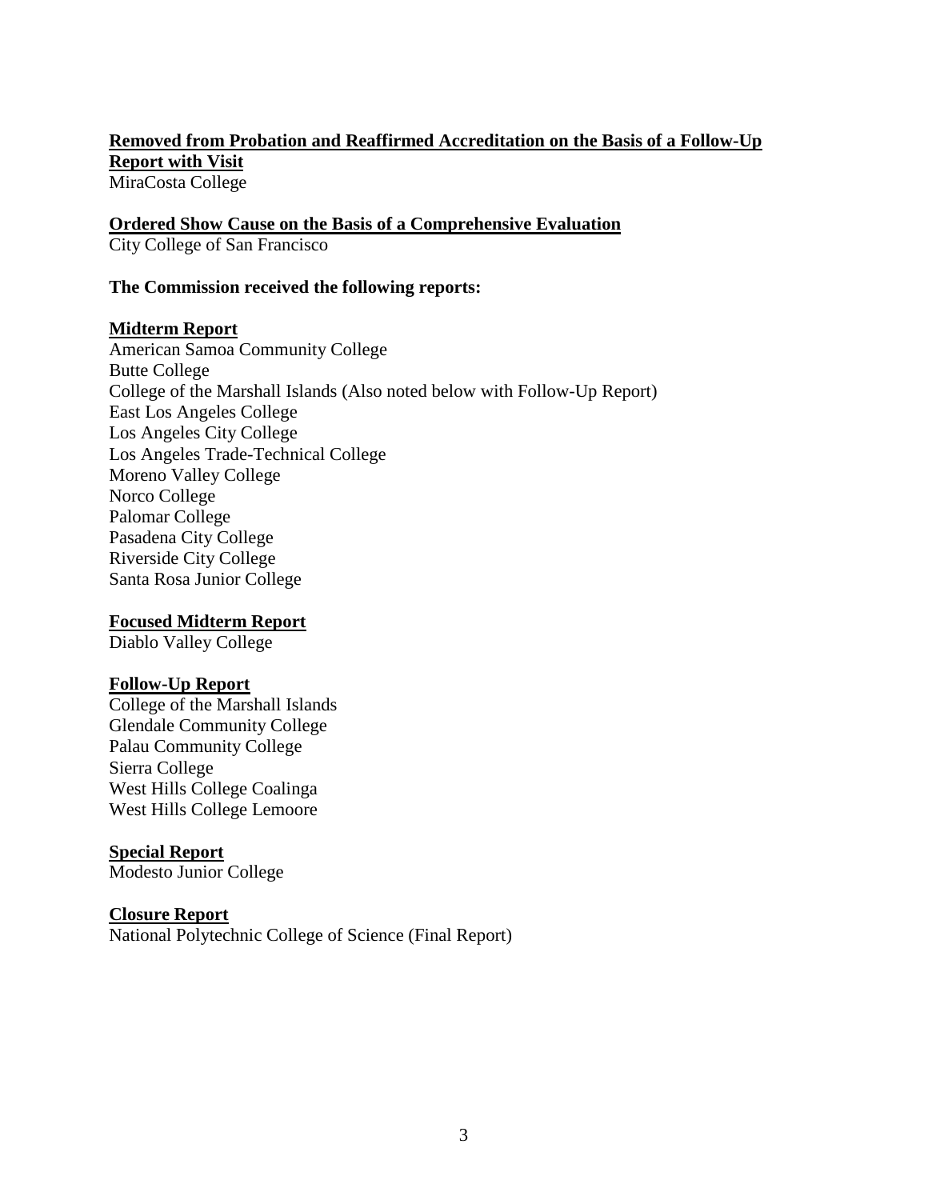**Removed from Probation and Reaffirmed Accreditation on the Basis of a Follow-Up Report with Visit**
MiraCosta College

**Ordered Show Cause on the Basis of a Comprehensive Evaluation**
City College of San Francisco

**The Commission received the following reports:**

**Midterm Report**
American Samoa Community College
Butte College
College of the Marshall Islands (Also noted below with Follow-Up Report)
East Los Angeles College
Los Angeles City College
Los Angeles Trade-Technical College
Moreno Valley College
Norco College
Palomar College
Pasadena City College
Riverside City College
Santa Rosa Junior College

**Focused Midterm Report**
Diablo Valley College

**Follow-Up Report**
College of the Marshall Islands
Glendale Community College
Palau Community College
Sierra College
West Hills College Coalinga
West Hills College Lemoore

**Special Report**
Modesto Junior College

**Closure Report**
National Polytechnic College of Science (Final Report)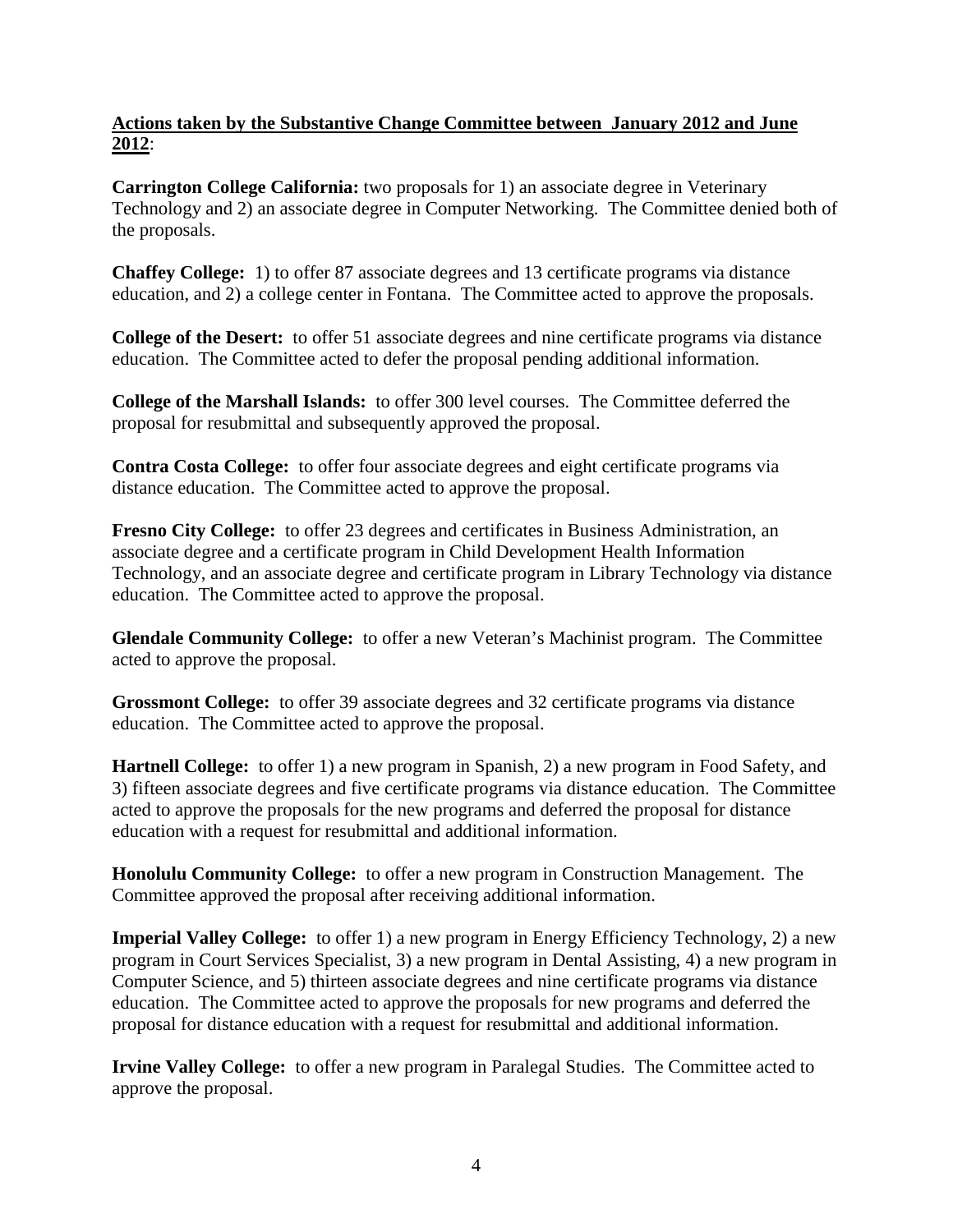**Actions taken by the Substantive Change Committee between January 2012 and June 2012**:

**Carrington College California:** two proposals for 1) an associate degree in Veterinary Technology and 2) an associate degree in Computer Networking. The Committee denied both of the proposals.

**Chaffey College:** 1) to offer 87 associate degrees and 13 certificate programs via distance education, and 2) a college center in Fontana. The Committee acted to approve the proposals.

**College of the Desert:** to offer 51 associate degrees and nine certificate programs via distance education. The Committee acted to defer the proposal pending additional information.

**College of the Marshall Islands:** to offer 300 level courses. The Committee deferred the proposal for resubmittal and subsequently approved the proposal.

**Contra Costa College:** to offer four associate degrees and eight certificate programs via distance education. The Committee acted to approve the proposal.

**Fresno City College:** to offer 23 degrees and certificates in Business Administration, an associate degree and a certificate program in Child Development Health Information Technology, and an associate degree and certificate program in Library Technology via distance education. The Committee acted to approve the proposal.

**Glendale Community College:** to offer a new Veteran's Machinist program. The Committee acted to approve the proposal.

**Grossmont College:** to offer 39 associate degrees and 32 certificate programs via distance education. The Committee acted to approve the proposal.

**Hartnell College:** to offer 1) a new program in Spanish, 2) a new program in Food Safety, and 3) fifteen associate degrees and five certificate programs via distance education. The Committee acted to approve the proposals for the new programs and deferred the proposal for distance education with a request for resubmittal and additional information.

**Honolulu Community College:** to offer a new program in Construction Management. The Committee approved the proposal after receiving additional information.

**Imperial Valley College:** to offer 1) a new program in Energy Efficiency Technology, 2) a new program in Court Services Specialist, 3) a new program in Dental Assisting, 4) a new program in Computer Science, and 5) thirteen associate degrees and nine certificate programs via distance education. The Committee acted to approve the proposals for new programs and deferred the proposal for distance education with a request for resubmittal and additional information.

**Irvine Valley College:** to offer a new program in Paralegal Studies. The Committee acted to approve the proposal.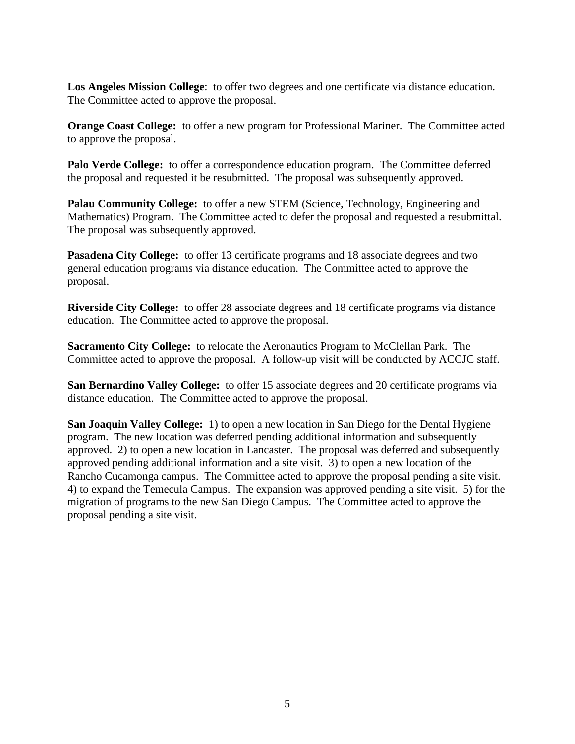**Los Angeles Mission College**: to offer two degrees and one certificate via distance education. The Committee acted to approve the proposal.

**Orange Coast College:** to offer a new program for Professional Mariner. The Committee acted to approve the proposal.

**Palo Verde College:** to offer a correspondence education program. The Committee deferred the proposal and requested it be resubmitted. The proposal was subsequently approved.

**Palau Community College:** to offer a new STEM (Science, Technology, Engineering and Mathematics) Program. The Committee acted to defer the proposal and requested a resubmittal. The proposal was subsequently approved.

**Pasadena City College:** to offer 13 certificate programs and 18 associate degrees and two general education programs via distance education. The Committee acted to approve the proposal.

**Riverside City College:** to offer 28 associate degrees and 18 certificate programs via distance education. The Committee acted to approve the proposal.

**Sacramento City College:** to relocate the Aeronautics Program to McClellan Park. The Committee acted to approve the proposal. A follow-up visit will be conducted by ACCJC staff.

**San Bernardino Valley College:** to offer 15 associate degrees and 20 certificate programs via distance education. The Committee acted to approve the proposal.

**San Joaquin Valley College:** 1) to open a new location in San Diego for the Dental Hygiene program. The new location was deferred pending additional information and subsequently approved. 2) to open a new location in Lancaster. The proposal was deferred and subsequently approved pending additional information and a site visit. 3) to open a new location of the Rancho Cucamonga campus. The Committee acted to approve the proposal pending a site visit. 4) to expand the Temecula Campus. The expansion was approved pending a site visit. 5) for the migration of programs to the new San Diego Campus. The Committee acted to approve the proposal pending a site visit.